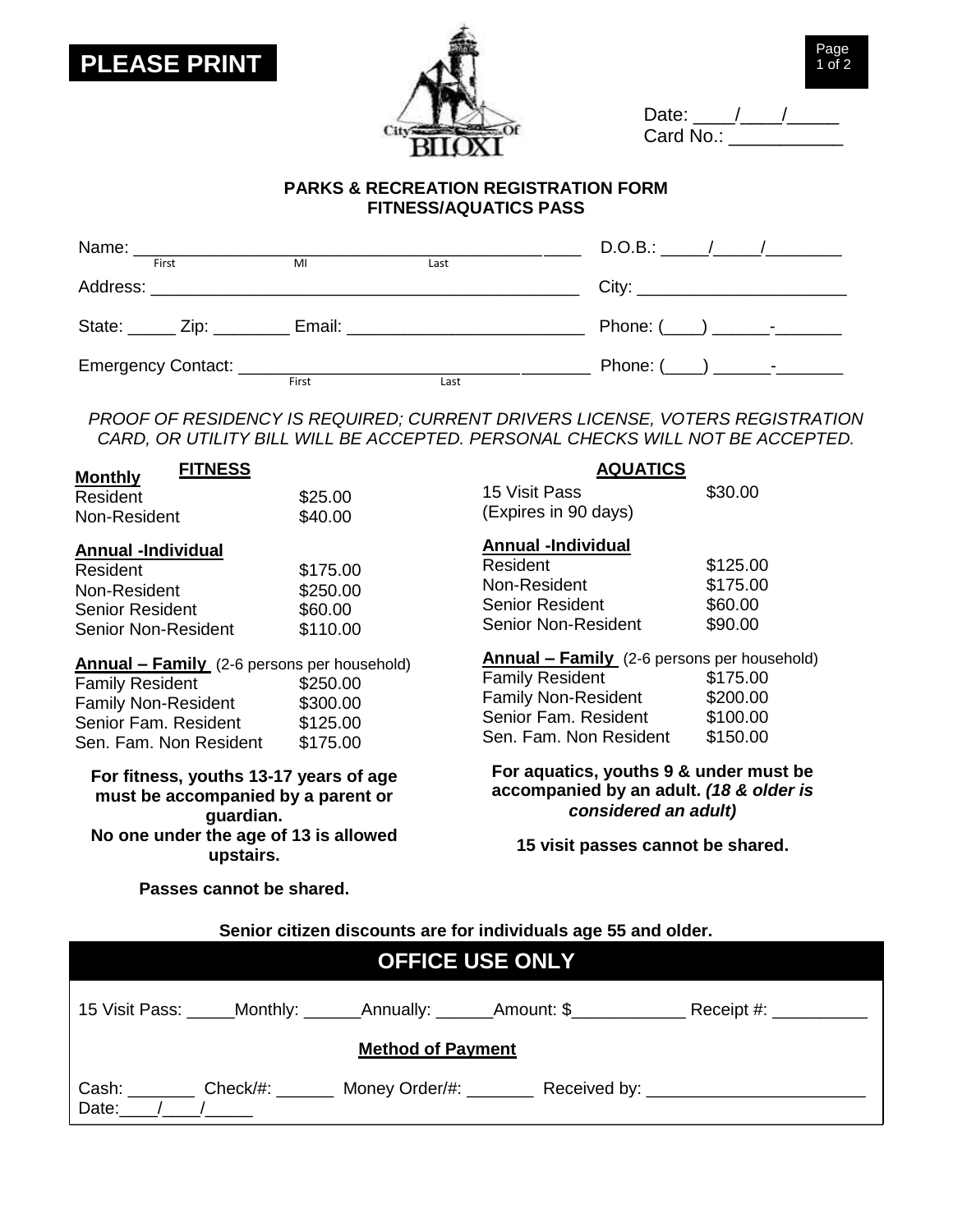**PLEASE PRINT**

City Of BILOXI

Date: ____/____/_____
Card No.: ___________

## PARKS & RECREATION REGISTRATION FORM
## FITNESS/AQUATICS PASS

Name: ____________________________________________ D.O.B.: _____/_____/________
(First / MI / Last)

Address: ____________________________________________ City: ______________________

State: _____ Zip: ________ Email: _________________________ Phone: (____) ______-_______

Emergency Contact: ________________________________ Phone: (____) ______-_______
(First / Last)

*PROOF OF RESIDENCY IS REQUIRED; CURRENT DRIVERS LICENSE, VOTERS REGISTRATION CARD, OR UTILITY BILL WILL BE ACCEPTED. PERSONAL CHECKS WILL NOT BE ACCEPTED.*

### FITNESS

**Monthly**

| | |
|---|---|
| Resident | $25.00 |
| Non-Resident | $40.00 |

**Annual -Individual**

| | |
|---|---|
| Resident | $175.00 |
| Non-Resident | $250.00 |
| Senior Resident | $60.00 |
| Senior Non-Resident | $110.00 |

**Annual – Family** (2-6 persons per household)

| | |
|---|---|
| Family Resident | $250.00 |
| Family Non-Resident | $300.00 |
| Senior Fam. Resident | $125.00 |
| Sen. Fam. Non Resident | $175.00 |

**For fitness, youths 13-17 years of age must be accompanied by a parent or guardian.**
**No one under the age of 13 is allowed upstairs.**

**Passes cannot be shared.**

### AQUATICS

| | |
|---|---|
| 15 Visit Pass (Expires in 90 days) | $30.00 |

**Annual -Individual**

| | |
|---|---|
| Resident | $125.00 |
| Non-Resident | $175.00 |
| Senior Resident | $60.00 |
| Senior Non-Resident | $90.00 |

**Annual – Family** (2-6 persons per household)

| | |
|---|---|
| Family Resident | $175.00 |
| Family Non-Resident | $200.00 |
| Senior Fam. Resident | $100.00 |
| Sen. Fam. Non Resident | $150.00 |

**For aquatics, youths 9 & under must be accompanied by an adult. *(18 & older is considered an adult)***

**15 visit passes cannot be shared.**

**Senior citizen discounts are for individuals age 55 and older.**

## OFFICE USE ONLY

15 Visit Pass: _____Monthly: ______Annually: ______Amount: $____________ Receipt #: __________

**Method of Payment**

Cash: _______ Check/#: ______ Money Order/#: _______ Received by: ______________________
Date:____/____/_____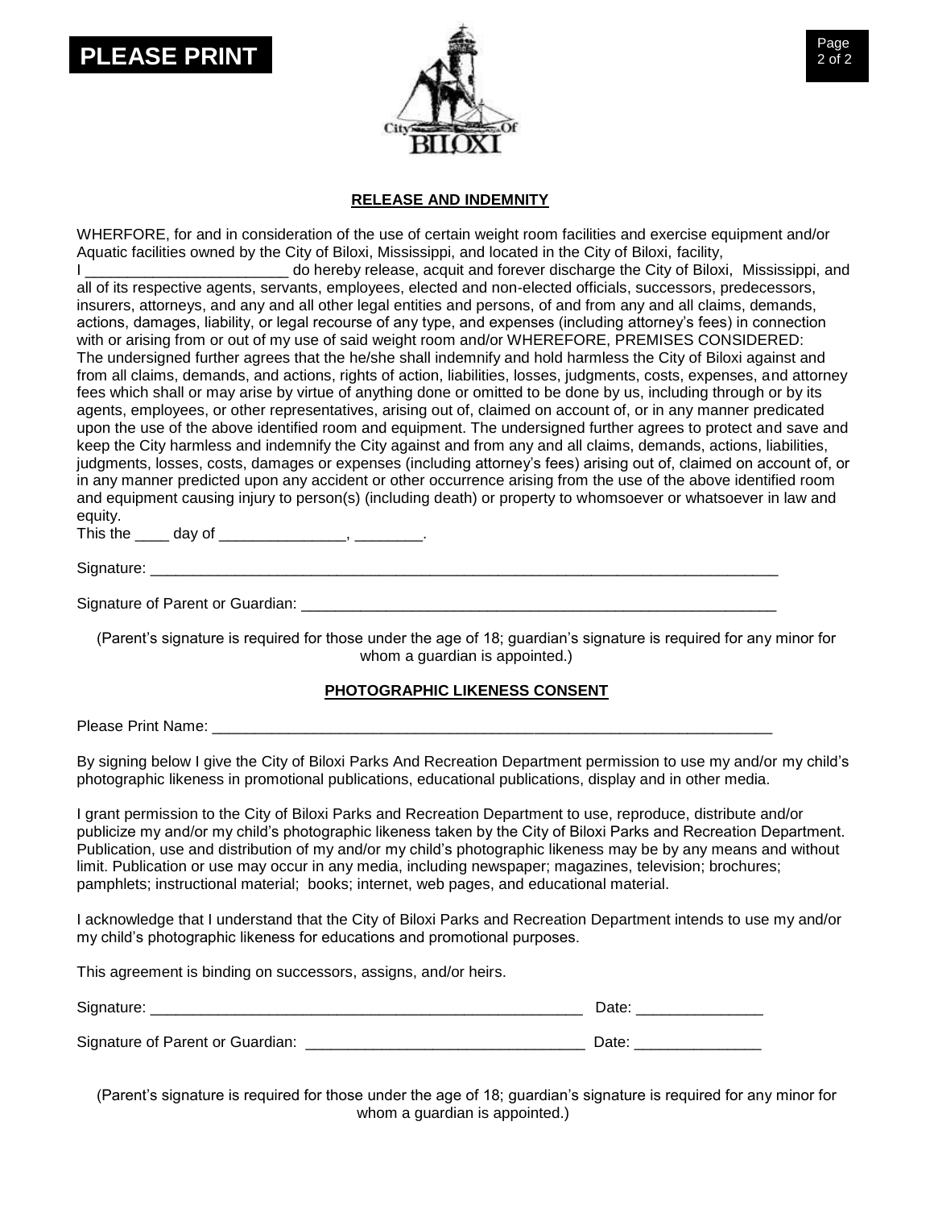**PLEASE PRINT**

City Of BILOXI

## RELEASE AND INDEMNITY

WHERFORE, for and in consideration of the use of certain weight room facilities and exercise equipment and/or Aquatic facilities owned by the City of Biloxi, Mississippi, and located in the City of Biloxi, facility, I ________________________ do hereby release, acquit and forever discharge the City of Biloxi, Mississippi, and all of its respective agents, servants, employees, elected and non-elected officials, successors, predecessors, insurers, attorneys, and any and all other legal entities and persons, of and from any and all claims, demands, actions, damages, liability, or legal recourse of any type, and expenses (including attorney's fees) in connection with or arising from or out of my use of said weight room and/or WHEREFORE, PREMISES CONSIDERED: The undersigned further agrees that the he/she shall indemnify and hold harmless the City of Biloxi against and from all claims, demands, and actions, rights of action, liabilities, losses, judgments, costs, expenses, and attorney fees which shall or may arise by virtue of anything done or omitted to be done by us, including through or by its agents, employees, or other representatives, arising out of, claimed on account of, or in any manner predicated upon the use of the above identified room and equipment. The undersigned further agrees to protect and save and keep the City harmless and indemnify the City against and from any and all claims, demands, actions, liabilities, judgments, losses, costs, damages or expenses (including attorney's fees) arising out of, claimed on account of, or in any manner predicted upon any accident or other occurrence arising from the use of the above identified room and equipment causing injury to person(s) (including death) or property to whomsoever or whatsoever in law and equity.

This the ____ day of _______________, ________.

Signature: ________________________________________________________________________

Signature of Parent or Guardian: ______________________________________________________

(Parent's signature is required for those under the age of 18; guardian's signature is required for any minor for whom a guardian is appointed.)

## PHOTOGRAPHIC LIKENESS CONSENT

Please Print Name: ______________________________________________________________

By signing below I give the City of Biloxi Parks And Recreation Department permission to use my and/or my child's photographic likeness in promotional publications, educational publications, display and in other media.

I grant permission to the City of Biloxi Parks and Recreation Department to use, reproduce, distribute and/or publicize my and/or my child's photographic likeness taken by the City of Biloxi Parks and Recreation Department. Publication, use and distribution of my and/or my child's photographic likeness may be by any means and without limit. Publication or use may occur in any media, including newspaper; magazines, television; brochures; pamphlets; instructional material; books; internet, web pages, and educational material.

I acknowledge that I understand that the City of Biloxi Parks and Recreation Department intends to use my and/or my child's photographic likeness for educations and promotional purposes.

This agreement is binding on successors, assigns, and/or heirs.

Signature: ___________________________________________________ Date: _______________

Signature of Parent or Guardian: _________________________________ Date: _______________

(Parent's signature is required for those under the age of 18; guardian's signature is required for any minor for whom a guardian is appointed.)